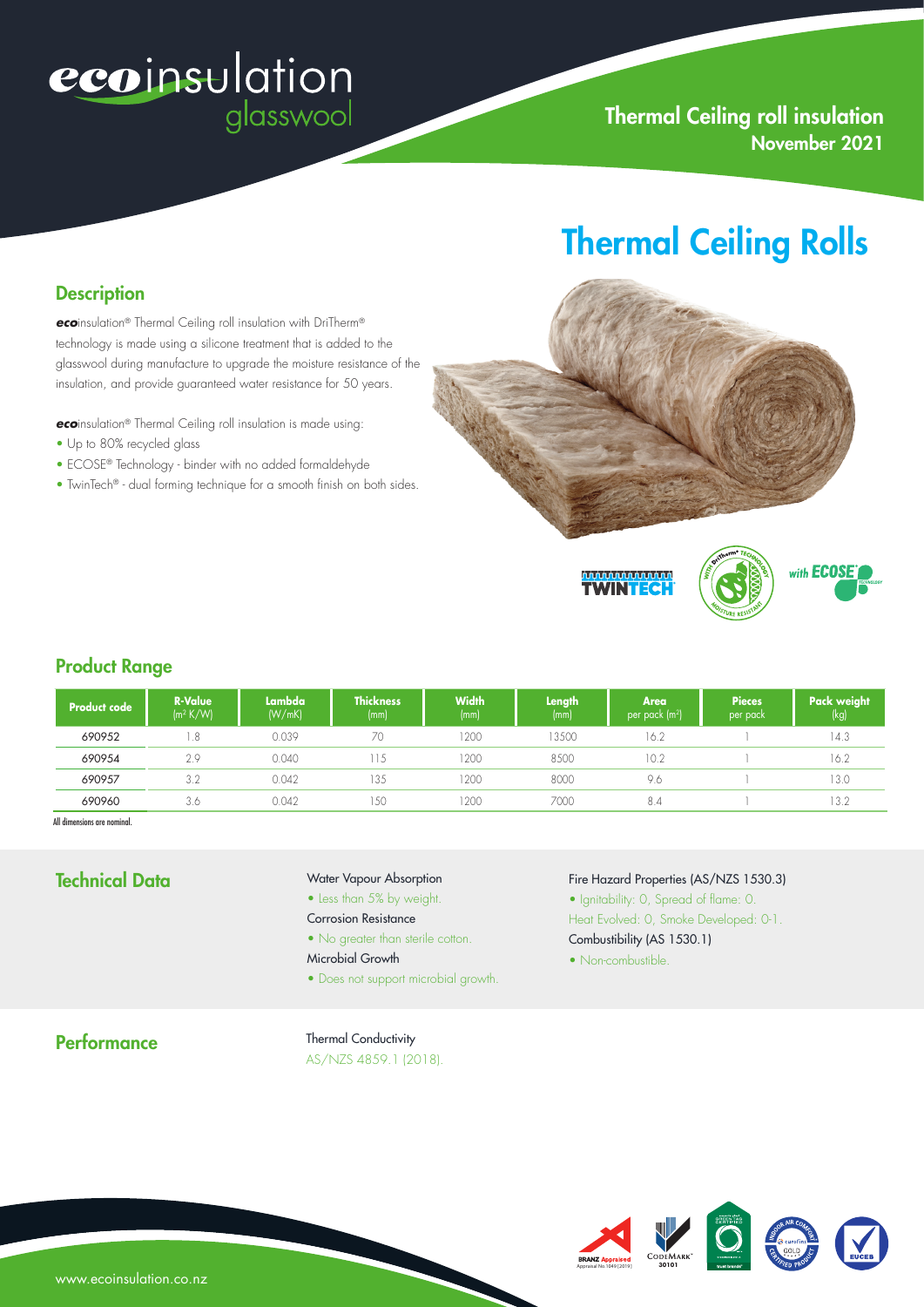**eco**insulation glasswool

## Thermal Ceiling roll insulation
## November 2021

# Thermal Ceiling Rolls

## Description

***eco***insulation® Thermal Ceiling roll insulation with DriTherm® technology is made using a silicone treatment that is added to the glasswool during manufacture to upgrade the moisture resistance of the insulation, and provide guaranteed water resistance for 50 years.

***eco***insulation® Thermal Ceiling roll insulation is made using:

- Up to 80% recycled glass
- ECOSE® Technology - binder with no added formaldehyde
- TwinTech® - dual forming technique for a smooth finish on both sides.

## Product Range

| Product code | R-Value ($m^2$ K/W) | Lambda (W/mK) | Thickness (mm) | Width (mm) | Length (mm) | Area per pack ($m^2$) | Pieces per pack | Pack weight (kg) |
|---|---|---|---|---|---|---|---|---|
| 690952 | 1.8 | 0.039 | 70 | 1200 | 13500 | 16.2 | 1 | 14.3 |
| 690954 | 2.9 | 0.040 | 115 | 1200 | 8500 | 10.2 | 1 | 16.2 |
| 690957 | 3.2 | 0.042 | 135 | 1200 | 8000 | 9.6 | 1 | 13.0 |
| 690960 | 3.6 | 0.042 | 150 | 1200 | 7000 | 8.4 | 1 | 13.2 |

All dimensions are nominal.

## Technical Data

Water Vapour Absorption

- Less than 5% by weight.

Corrosion Resistance

- No greater than sterile cotton.

Microbial Growth

- Does not support microbial growth.

Fire Hazard Properties (AS/NZS 1530.3)

- Ignitability: 0, Spread of flame: 0. Heat Evolved: 0, Smoke Developed: 0-1.

Combustibility (AS 1530.1)

- Non-combustible.

## Performance

Thermal Conductivity

AS/NZS 4859.1 (2018).

www.ecoinsulation.co.nz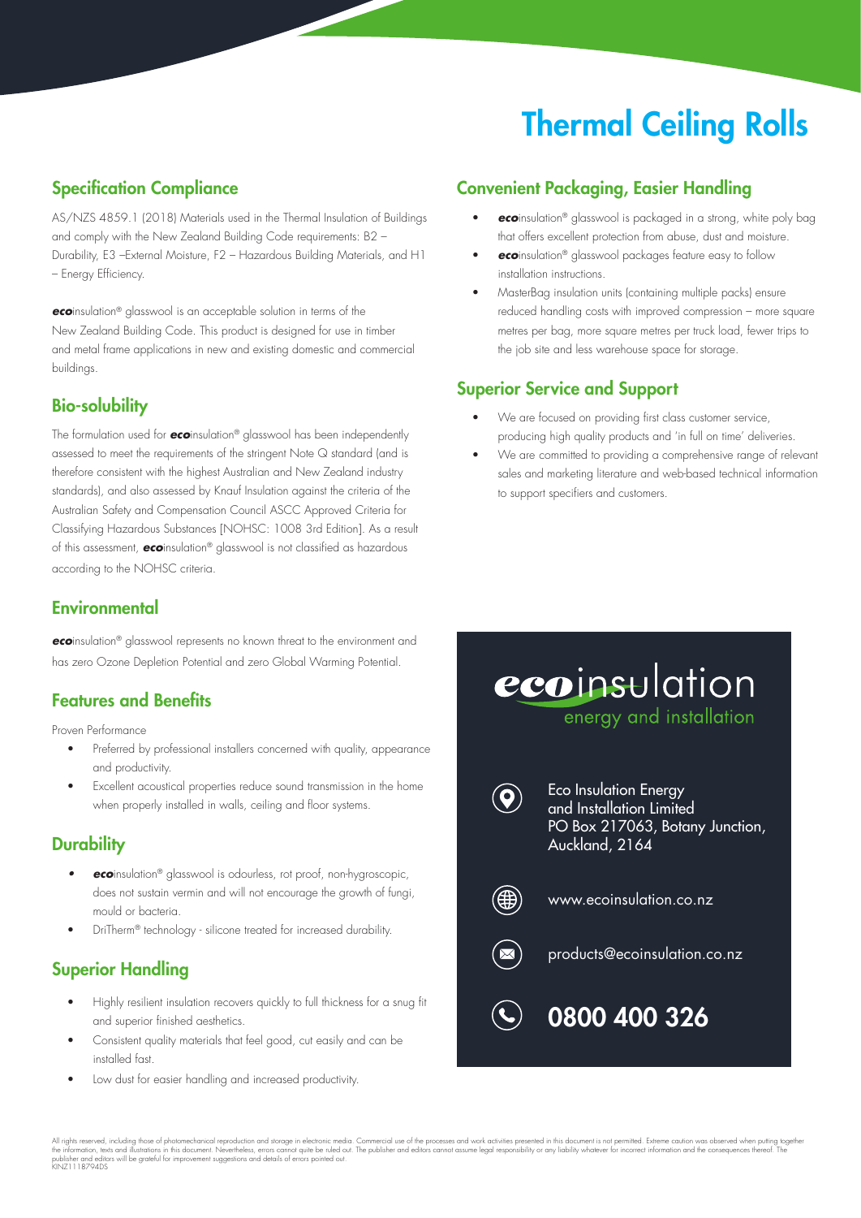# Thermal Ceiling Rolls

## Specification Compliance

AS/NZS 4859.1 (2018) Materials used in the Thermal Insulation of Buildings and comply with the New Zealand Building Code requirements: B2 – Durability, E3 –External Moisture, F2 – Hazardous Building Materials, and H1 – Energy Efficiency.

***eco***insulation® glasswool is an acceptable solution in terms of the New Zealand Building Code. This product is designed for use in timber and metal frame applications in new and existing domestic and commercial buildings.

## Bio-solubility

The formulation used for ***eco***insulation® glasswool has been independently assessed to meet the requirements of the stringent Note Q standard (and is therefore consistent with the highest Australian and New Zealand industry standards), and also assessed by Knauf Insulation against the criteria of the Australian Safety and Compensation Council ASCC Approved Criteria for Classifying Hazardous Substances [NOHSC: 1008 3rd Edition]. As a result of this assessment, ***eco***insulation® glasswool is not classified as hazardous according to the NOHSC criteria.

## Environmental

***eco***insulation® glasswool represents no known threat to the environment and has zero Ozone Depletion Potential and zero Global Warming Potential.

## Features and Benefits

Proven Performance

- Preferred by professional installers concerned with quality, appearance and productivity.
- Excellent acoustical properties reduce sound transmission in the home when properly installed in walls, ceiling and floor systems.

## Durability

- ***eco***insulation® glasswool is odourless, rot proof, non-hygroscopic, does not sustain vermin and will not encourage the growth of fungi, mould or bacteria.
- DriTherm® technology - silicone treated for increased durability.

## Superior Handling

- Highly resilient insulation recovers quickly to full thickness for a snug fit and superior finished aesthetics.
- Consistent quality materials that feel good, cut easily and can be installed fast.
- Low dust for easier handling and increased productivity.

## Convenient Packaging, Easier Handling

- ***eco***insulation® glasswool is packaged in a strong, white poly bag that offers excellent protection from abuse, dust and moisture.
- ***eco***insulation® glasswool packages feature easy to follow installation instructions.
- MasterBag insulation units (containing multiple packs) ensure reduced handling costs with improved compression – more square metres per bag, more square metres per truck load, fewer trips to the job site and less warehouse space for storage.

## Superior Service and Support

- We are focused on providing first class customer service, producing high quality products and 'in full on time' deliveries.
- We are committed to providing a comprehensive range of relevant sales and marketing literature and web-based technical information to support specifiers and customers.

**eco**insulation
energy and installation

Eco Insulation Energy and Installation Limited
PO Box 217063, Botany Junction, Auckland, 2164

www.ecoinsulation.co.nz

products@ecoinsulation.co.nz

**0800 400 326**

All rights reserved, including those of photomechanical reproduction and storage in electronic media. Commercial use of the processes and work activities presented in this document is not permitted. Extreme caution was observed when putting together the information, texts and illustrations in this document. Nevertheless, errors cannot quite be ruled out. The publisher and editors cannot assume legal responsibility or any liability whatever for incorrect information and the consequences thereof. The publisher and editors will be grateful for improvement suggestions and details of errors pointed out.
KINZ1118794DS